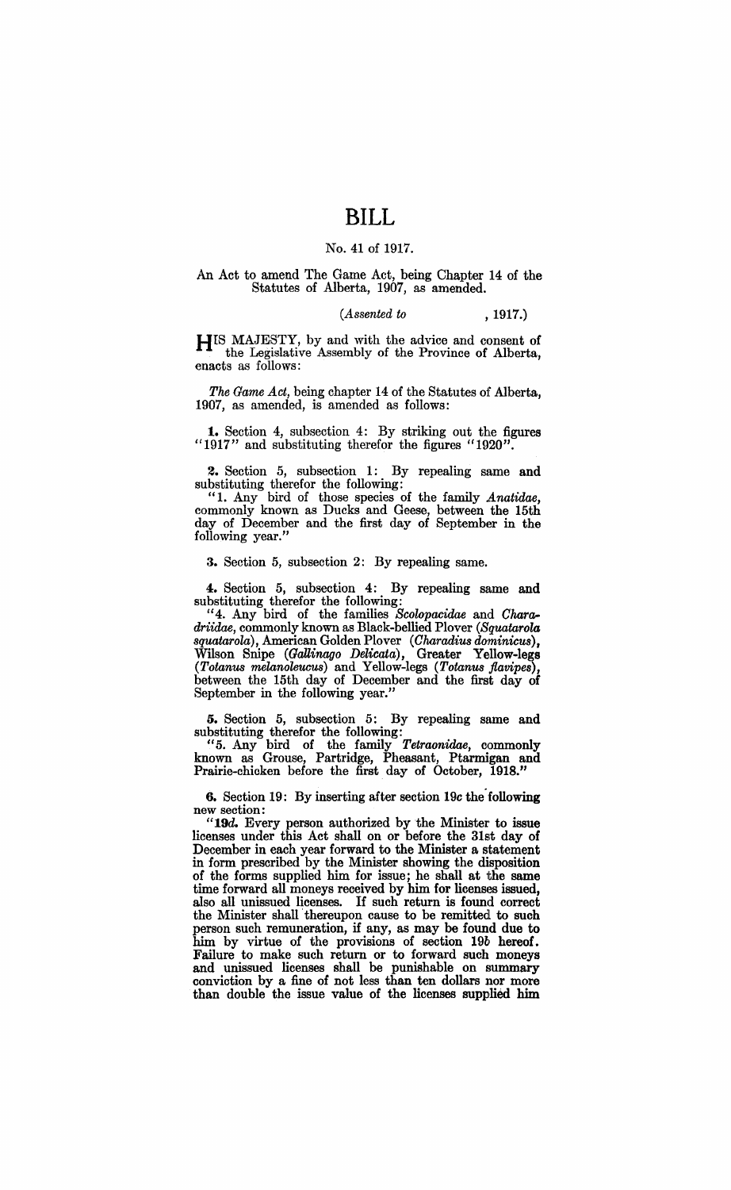# BILL

## No. 41 of 1917.

An Act to amend The Game Act, being Chapter 14 of the Statutes of Alberta, 1907, as amended.

*(Assented to , 1917.)*

HIS MAJESTY, by and with the advice and consent of the Legislative Assembly of the Province of Alberta, enacts as follows:

*The Game Act*, being chapter 14 of the Statutes of Alberta, 1907, as amended, is amended as follows:

**1.** Section 4, subsection 4: By striking out the figures "1917" and substituting therefor the figures "1920".

**2.** Section 5, subsection 1: By repealing same and substituting therefor the following:

"1. Any bird of those species of the family *Anatidae*, commonly known as Ducks and Geese, between the 15th day of December and the first day of September in the following year."

**3.** Section 5, subsection 2: By repealing same.

**4.** Section 5, subsection 4: By repealing same and substituting therefor the following:

"4. Any bird of the families *Scolopacidae* and *Charadriidae*, commonly known as Black-bellied Plover (*Squatarola squatarola*), American Golden Plover (*Charadius dominicus*), Wilson Snipe (*Gallinago Delicata*), Greater Yellow-legs (*Totanus melanoleucus*) and Yellow-legs (*Totanus flavipes*), between the 15th day of December and the first day of September in the following year."

**5.** Section 5, subsection 5: By repealing same and substituting therefor the following:

"5. Any bird of the family *Tetraonidae*, commonly known as Grouse, Partridge, Pheasant, Ptarmigan and Prairie-chicken before the first day of October, 1918."

**6.** Section 19: By inserting after section 19*c* the following new section:

"**19*d*.** Every person authorized by the Minister to issue licenses under this Act shall on or before the 31st day of December in each year forward to the Minister a statement in form prescribed by the Minister showing the disposition of the forms supplied him for issue; he shall at the same time forward all moneys received by him for licenses issued, also all unissued licenses. If such return is found correct the Minister shall thereupon cause to be remitted to such person such remuneration, if any, as may be found due to him by virtue of the provisions of section 19*b* hereof. Failure to make such return or to forward such moneys and unissued licenses shall be punishable on summary conviction by a fine of not less than ten dollars nor more than double the issue value of the licenses supplied him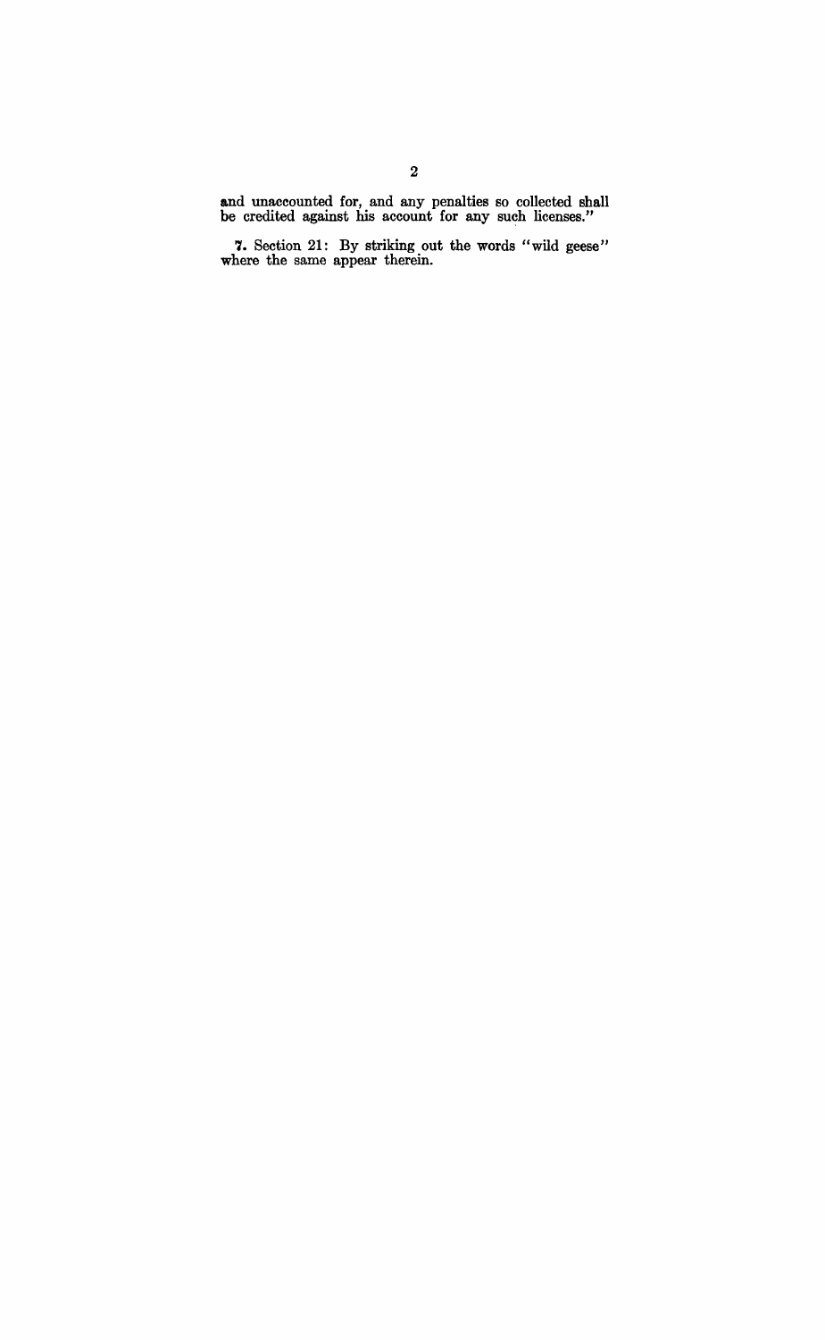and unaccounted for, and any penalties so collected shall be credited against his account for any such licenses."

7. Section 21: By striking out the words "wild geese" where the same appear therein.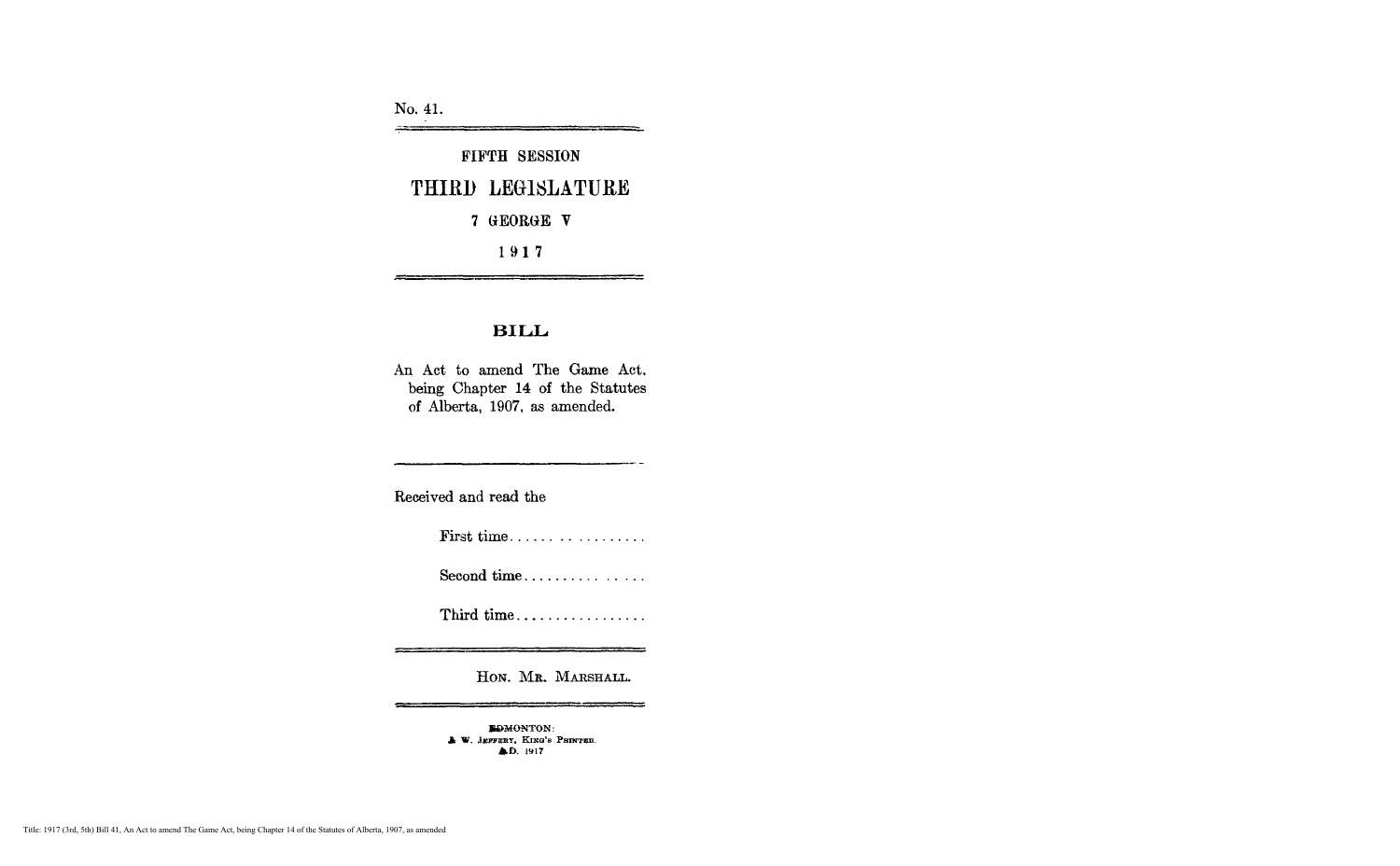No. 41.

FIFTH SESSION

# THIRD LEGISLATURE

7 GEORGE V

1917

## BILL

An Act to amend The Game Act, being Chapter 14 of the Statutes of Alberta, 1907, as amended.

Received and read the

First time. . . . . . . . . . . . . . . . .

Second time. . . . . . . . . . . . . . .

Third time. . . . . . . . . . . . . . . .

HON. MR. MARSHALL.

EDMONTON:
J. W. JEFFERY, KING'S PRINTER.
A.D. 1917

Title: 1917 (3rd, 5th) Bill 41, An Act to amend The Game Act, being Chapter 14 of the Statutes of Alberta, 1907, as amended